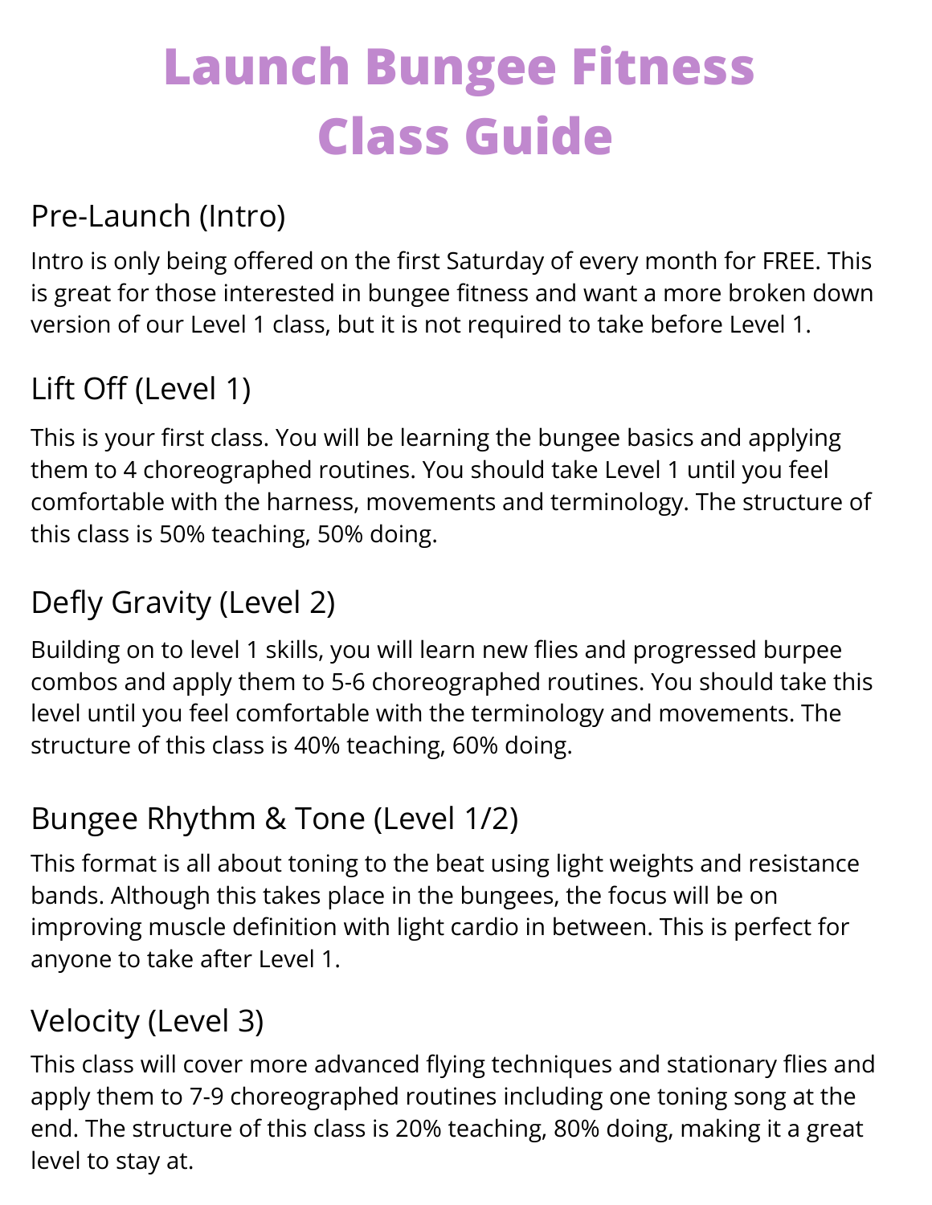# Launch Bungee Fitness Class Guide

## Pre-Launch (Intro)

Intro is only being offered on the first Saturday of every month for FREE. This is great for those interested in bungee fitness and want a more broken down version of our Level 1 class, but it is not required to take before Level 1.

## Lift Off (Level 1)

This is your first class. You will be learning the bungee basics and applying them to 4 choreographed routines. You should take Level 1 until you feel comfortable with the harness, movements and terminology. The structure of this class is 50% teaching, 50% doing.

## Defly Gravity (Level 2)

Building on to level 1 skills, you will learn new flies and progressed burpee combos and apply them to 5-6 choreographed routines. You should take this level until you feel comfortable with the terminology and movements. The structure of this class is 40% teaching, 60% doing.

## Bungee Rhythm & Tone (Level 1/2)

This format is all about toning to the beat using light weights and resistance bands. Although this takes place in the bungees, the focus will be on improving muscle definition with light cardio in between. This is perfect for anyone to take after Level 1.

## Velocity (Level 3)

This class will cover more advanced flying techniques and stationary flies and apply them to 7-9 choreographed routines including one toning song at the end. The structure of this class is 20% teaching, 80% doing, making it a great level to stay at.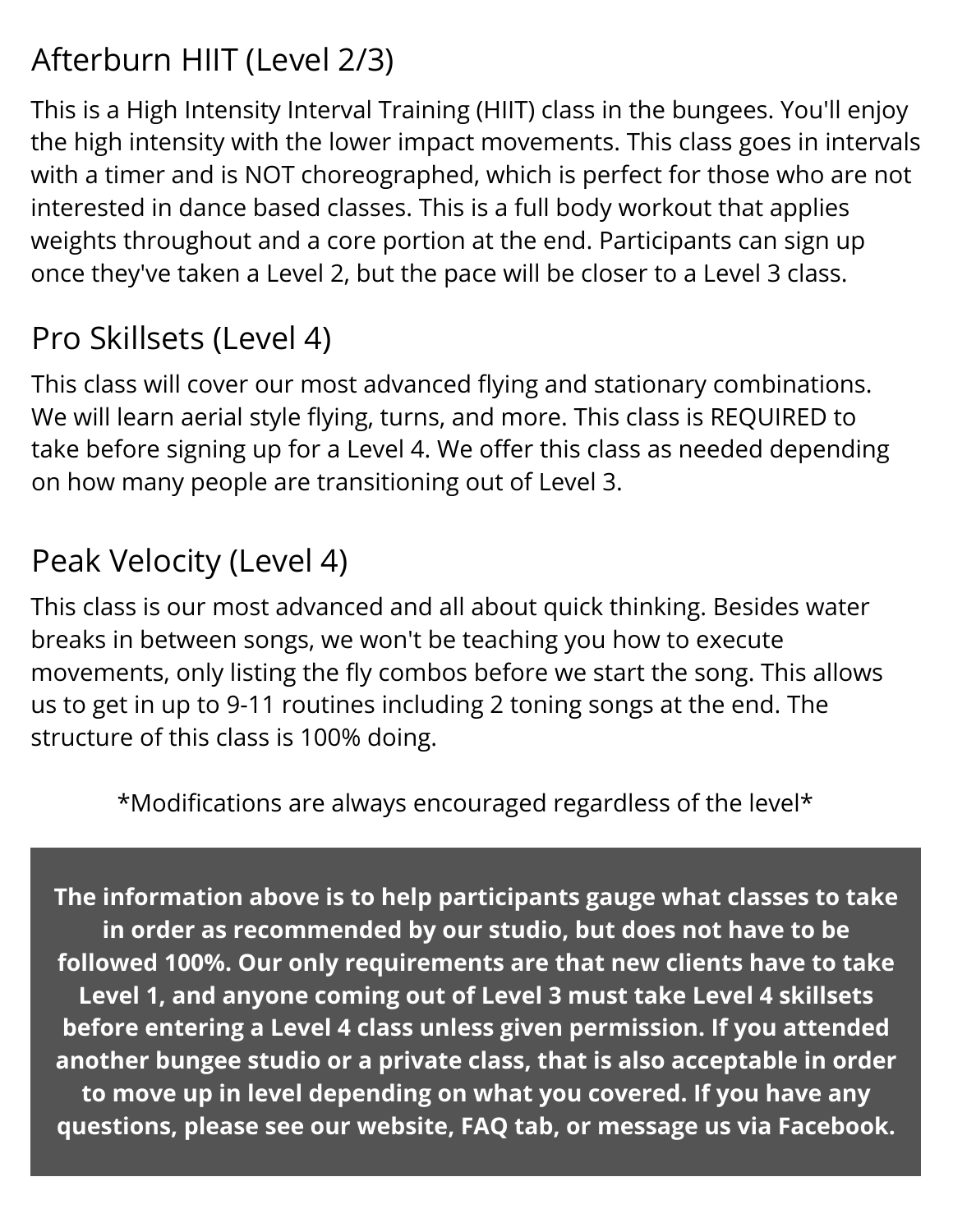## Afterburn HIIT (Level 2/3)

This is a High Intensity Interval Training (HIIT) class in the bungees. You'll enjoy the high intensity with the lower impact movements. This class goes in intervals with a timer and is NOT choreographed, which is perfect for those who are not interested in dance based classes. This is a full body workout that applies weights throughout and a core portion at the end. Participants can sign up once they've taken a Level 2, but the pace will be closer to a Level 3 class.

## Pro Skillsets (Level 4)

This class will cover our most advanced flying and stationary combinations. We will learn aerial style flying, turns, and more. This class is REQUIRED to take before signing up for a Level 4. We offer this class as needed depending on how many people are transitioning out of Level 3.

## Peak Velocity (Level 4)

This class is our most advanced and all about quick thinking. Besides water breaks in between songs, we won't be teaching you how to execute movements, only listing the fly combos before we start the song. This allows us to get in up to 9-11 routines including 2 toning songs at the end. The structure of this class is 100% doing.

*Modifications are always encouraged regardless of the level*

**The information above is to help participants gauge what classes to take in order as recommended by our studio, but does not have to be followed 100%. Our only requirements are that new clients have to take Level 1, and anyone coming out of Level 3 must take Level 4 skillsets before entering a Level 4 class unless given permission. If you attended another bungee studio or a private class, that is also acceptable in order to move up in level depending on what you covered. If you have any questions, please see our website, FAQ tab, or message us via Facebook.**